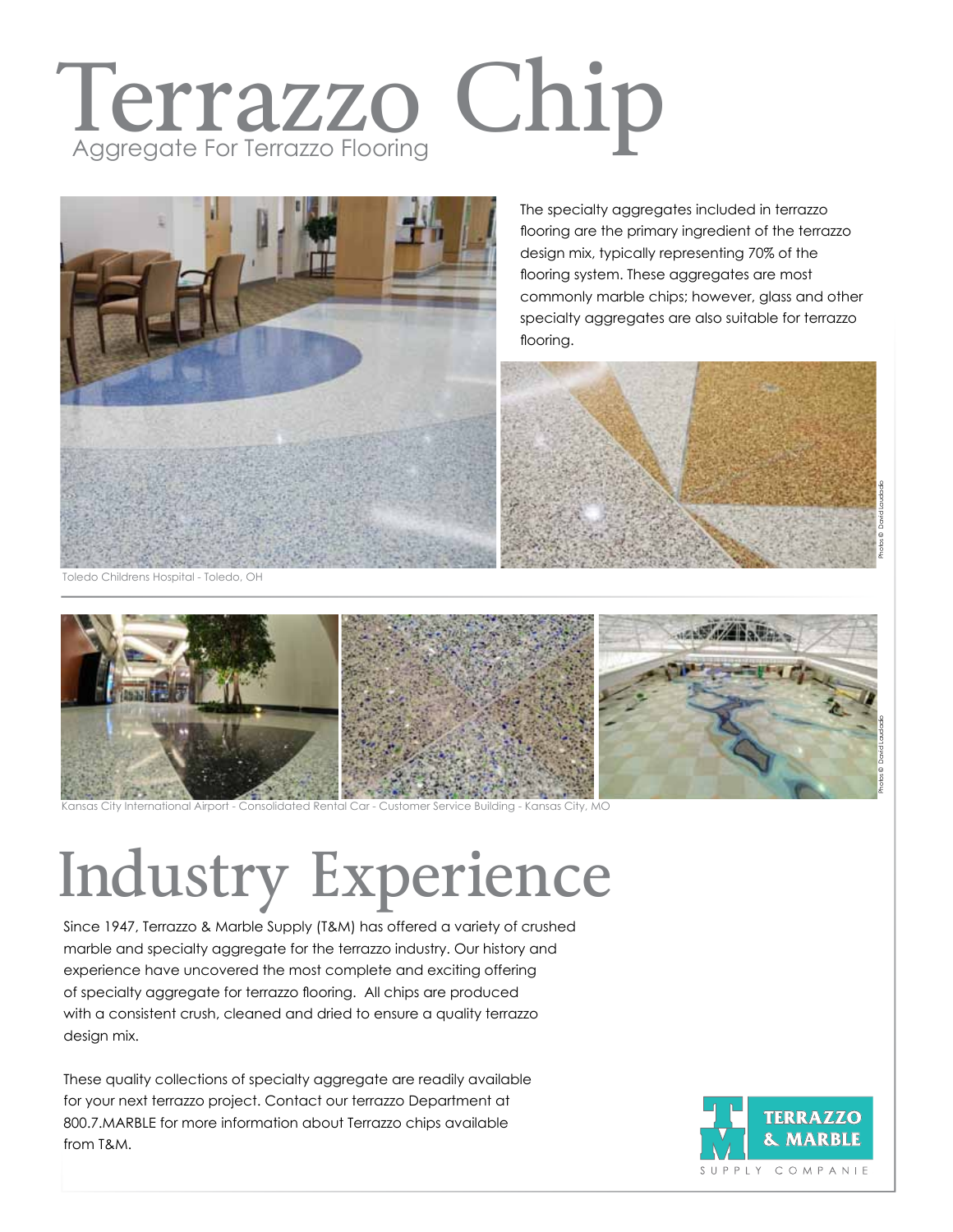# Terrazzo Chip

## Aggregate For Terrazzo Flooring

The specialty aggregates included in terrazzo flooring are the primary ingredient of the terrazzo design mix, typically representing 70% of the flooring system. These aggregates are most commonly marble chips; however, glass and other specialty aggregates are also suitable for terrazzo flooring.

Toledo Childrens Hospital - Toledo, OH

Photos © David Laudadio

Kansas City International Airport - Consolidated Rental Car - Customer Service Building - Kansas City, MO

Photos © David Laudadio

# Industry Experience

Since 1947, Terrazzo & Marble Supply (T&M) has offered a variety of crushed marble and specialty aggregate for the terrazzo industry. Our history and experience have uncovered the most complete and exciting offering of specialty aggregate for terrazzo flooring. All chips are produced with a consistent crush, cleaned and dried to ensure a quality terrazzo design mix.

These quality collections of specialty aggregate are readily available for your next terrazzo project. Contact our terrazzo Department at 800.7.MARBLE for more information about Terrazzo chips available from T&M.

TERRAZZO & MARBLE SUPPLY COMPANIE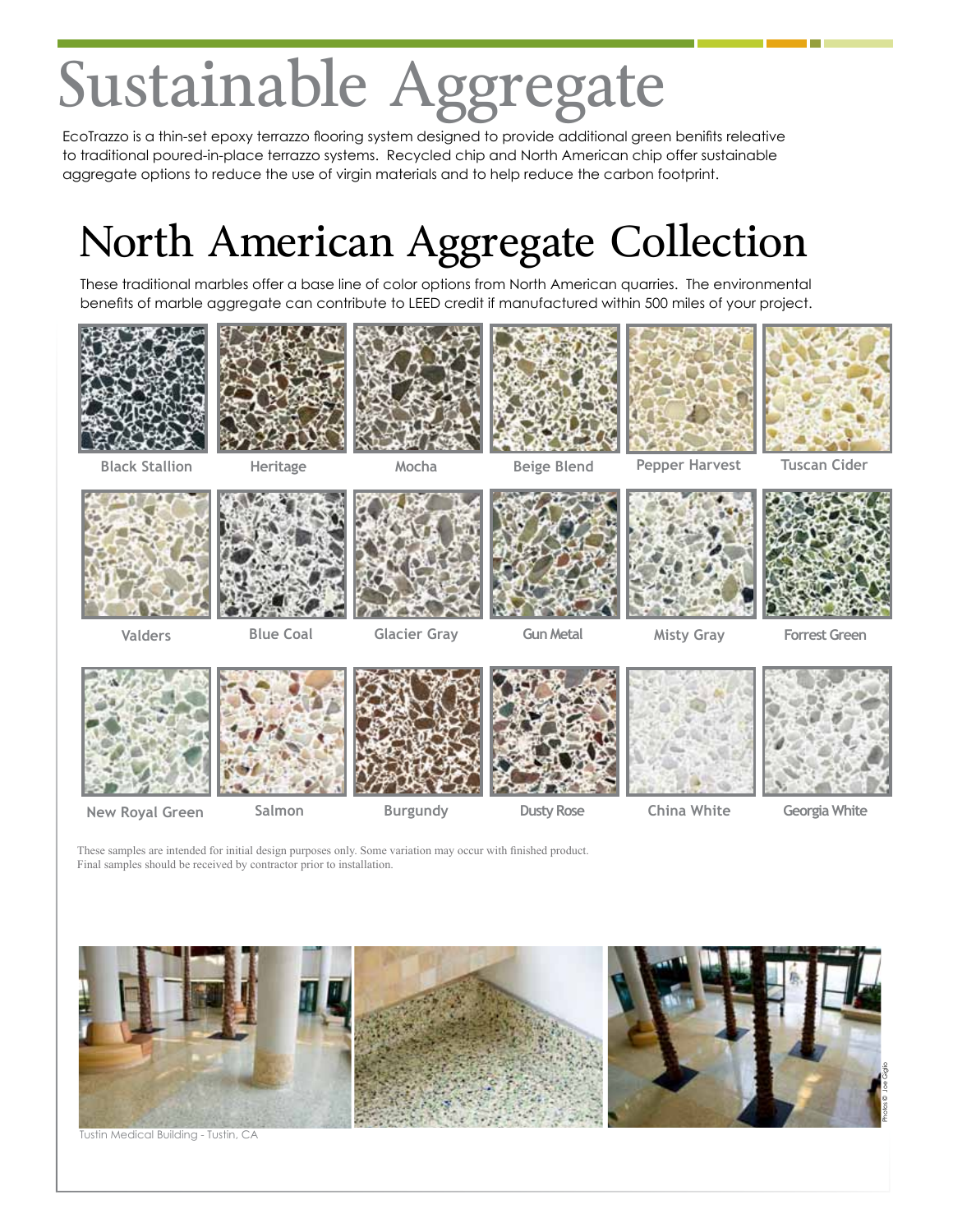# Sustainable Aggregate

EcoTrazzo is a thin-set epoxy terrazzo flooring system designed to provide additional green benifits releative to traditional poured-in-place terrazzo systems. Recycled chip and North American chip offer sustainable aggregate options to reduce the use of virgin materials and to help reduce the carbon footprint.

## North American Aggregate Collection

These traditional marbles offer a base line of color options from North American quarries. The environmental benefits of marble aggregate can contribute to LEED credit if manufactured within 500 miles of your project.

Black Stallion | Heritage | Mocha | Beige Blend | Pepper Harvest | Tuscan Cider

Valders | Blue Coal | Glacier Gray | Gun Metal | Misty Gray | Forrest Green

New Royal Green | Salmon | Burgundy | Dusty Rose | China White | Georgia White

These samples are intended for initial design purposes only. Some variation may occur with finished product. Final samples should be received by contractor prior to installation.

Tustin Medical Building - Tustin, CA

Photos © Joe Giglio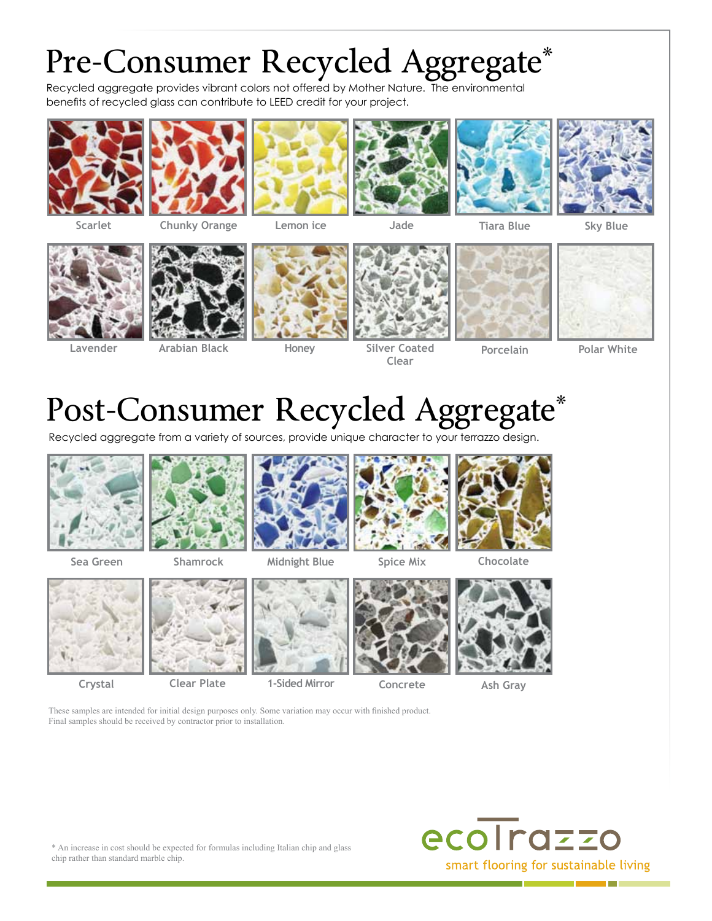# Pre-Consumer Recycled Aggregate*

Recycled aggregate provides vibrant colors not offered by Mother Nature. The environmental benefits of recycled glass can contribute to LEED credit for your project.

Scarlet

Chunky Orange

Lemon ice

Jade

Tiara Blue

Sky Blue

Lavender

Arabian Black

Honey

Silver Coated Clear

Porcelain

Polar White

# Post-Consumer Recycled Aggregate*

Recycled aggregate from a variety of sources, provide unique character to your terrazzo design.

Sea Green

Shamrock

Midnight Blue

Spice Mix

Chocolate

Crystal

Clear Plate

1-Sided Mirror

Concrete

Ash Gray

These samples are intended for initial design purposes only. Some variation may occur with finished product. Final samples should be received by contractor prior to installation.

* An increase in cost should be expected for formulas including Italian chip and glass chip rather than standard marble chip.

ecoTrazzo

smart flooring for sustainable living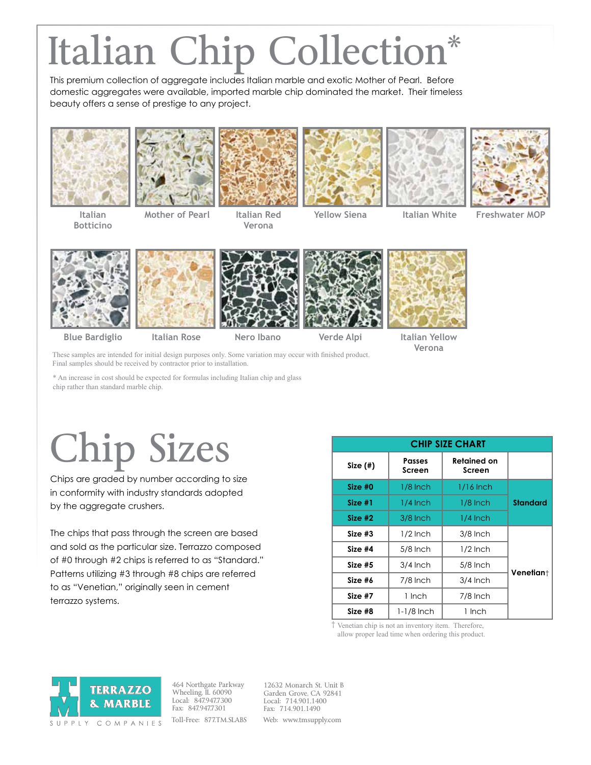# Italian Chip Collection*

This premium collection of aggregate includes Italian marble and exotic Mother of Pearl. Before domestic aggregates were available, imported marble chip dominated the market. Their timeless beauty offers a sense of prestige to any project.

Italian Botticino

Mother of Pearl

Italian Red Verona

Yellow Siena

Italian White

Freshwater MOP

Blue Bardiglio

Italian Rose

Nero Ibano

Verde Alpi

Italian Yellow Verona

These samples are intended for initial design purposes only. Some variation may occur with finished product. Final samples should be received by contractor prior to installation.

* An increase in cost should be expected for formulas including Italian chip and glass chip rather than standard marble chip.

# Chip Sizes

Chips are graded by number according to size in conformity with industry standards adopted by the aggregate crushers.

The chips that pass through the screen are based and sold as the particular size. Terrazzo composed of #0 through #2 chips is referred to as "Standard." Patterns utilizing #3 through #8 chips are referred to as "Venetian," originally seen in cement terrazzo systems.

**CHIP SIZE CHART**

| Size (#) | Passes Screen | Retained on Screen | |
|---|---|---|---|
| **Size #0** | 1/8 Inch | 1/16 Inch | **Standard** |
| **Size #1** | 1/4 Inch | 1/8 Inch | |
| **Size #2** | 3/8 Inch | 1/4 Inch | |
| **Size #3** | 1/2 Inch | 3/8 Inch | **Venetian†** |
| **Size #4** | 5/8 Inch | 1/2 Inch | |
| **Size #5** | 3/4 Inch | 5/8 Inch | |
| **Size #6** | 7/8 Inch | 3/4 Inch | |
| **Size #7** | 1 Inch | 7/8 Inch | |
| **Size #8** | 1-1/8 Inch | 1 Inch | |

† Venetian chip is not an inventory item. Therefore, allow proper lead time when ordering this product.

TERRAZZO & MARBLE SUPPLY COMPANIES

464 Northgate Parkway
Wheeling, IL 60090
Local: 847.947.7300
Fax: 847.947.7301
Toll-Free: 877.TM.SLABS

12632 Monarch St. Unit B
Garden Grove, CA 92841
Local: 714.901.1400
Fax: 714.901.1490
Web: www.tmsupply.com